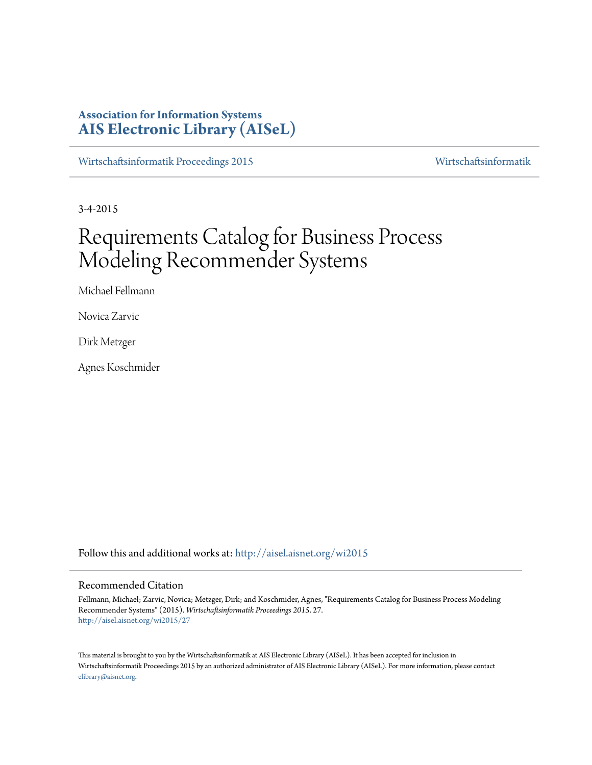**Association for Information Systems**
**AIS Electronic Library (AISeL)**

Wirtschaftsinformatik Proceedings 2015 | Wirtschaftsinformatik

3-4-2015

# Requirements Catalog for Business Process Modeling Recommender Systems

Michael Fellmann

Novica Zarvic

Dirk Metzger

Agnes Koschmider

Follow this and additional works at: http://aisel.aisnet.org/wi2015

## Recommended Citation

Fellmann, Michael; Zarvic, Novica; Metzger, Dirk; and Koschmider, Agnes, "Requirements Catalog for Business Process Modeling Recommender Systems" (2015). *Wirtschaftsinformatik Proceedings 2015*. 27.
http://aisel.aisnet.org/wi2015/27

This material is brought to you by the Wirtschaftsinformatik at AIS Electronic Library (AISeL). It has been accepted for inclusion in Wirtschaftsinformatik Proceedings 2015 by an authorized administrator of AIS Electronic Library (AISeL). For more information, please contact elibrary@aisnet.org.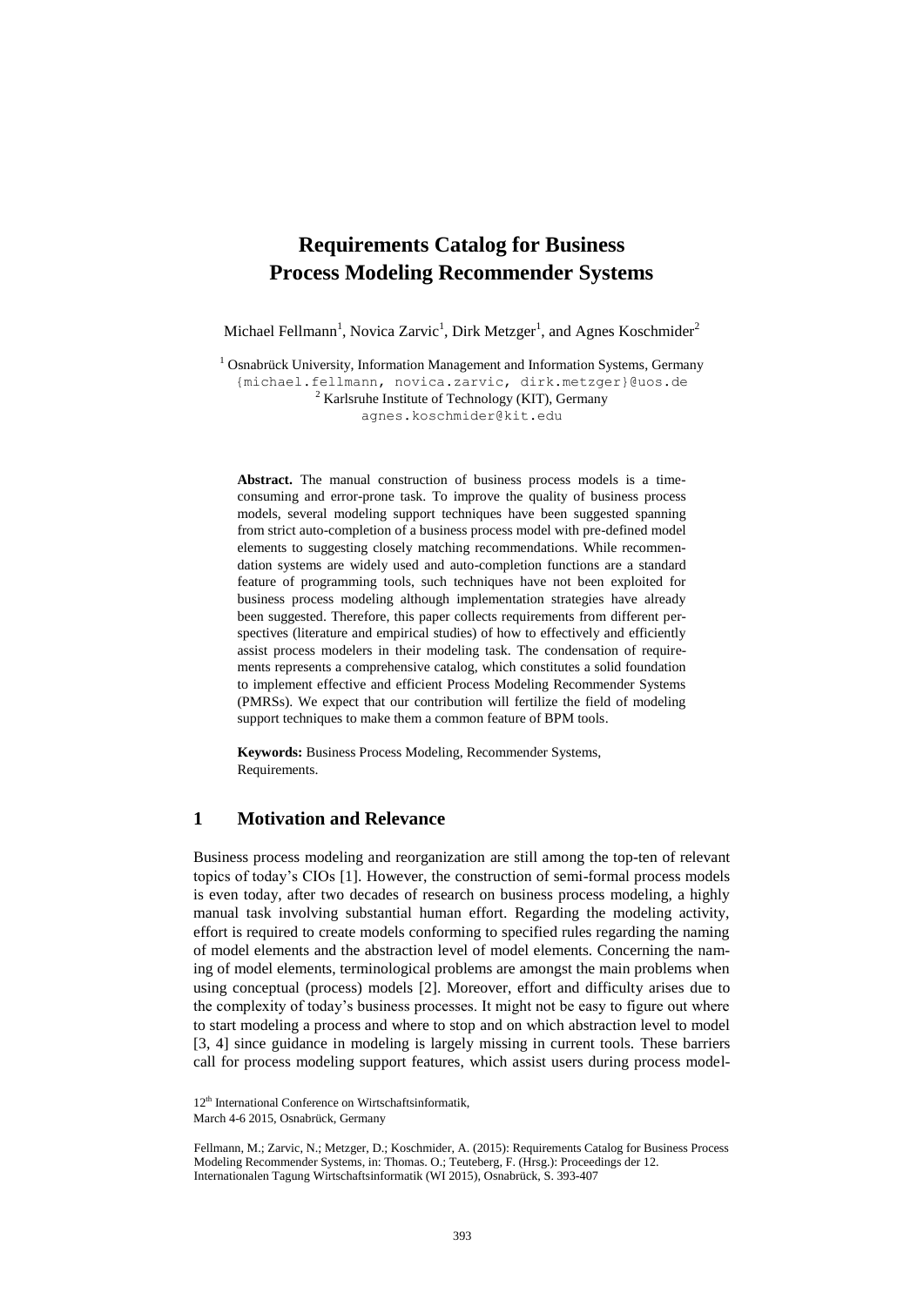# Requirements Catalog for Business Process Modeling Recommender Systems

Michael Fellmann[1], Novica Zarvic[1], Dirk Metzger[1], and Agnes Koschmider[2]

[1] Osnabrück University, Information Management and Information Systems, Germany
{michael.fellmann, novica.zarvic, dirk.metzger}@uos.de
[2] Karlsruhe Institute of Technology (KIT), Germany
agnes.koschmider@kit.edu

**Abstract.** The manual construction of business process models is a time-consuming and error-prone task. To improve the quality of business process models, several modeling support techniques have been suggested spanning from strict auto-completion of a business process model with pre-defined model elements to suggesting closely matching recommendations. While recommendation systems are widely used and auto-completion functions are a standard feature of programming tools, such techniques have not been exploited for business process modeling although implementation strategies have already been suggested. Therefore, this paper collects requirements from different perspectives (literature and empirical studies) of how to effectively and efficiently assist process modelers in their modeling task. The condensation of requirements represents a comprehensive catalog, which constitutes a solid foundation to implement effective and efficient Process Modeling Recommender Systems (PMRSs). We expect that our contribution will fertilize the field of modeling support techniques to make them a common feature of BPM tools.

**Keywords:** Business Process Modeling, Recommender Systems, Requirements.

## 1 Motivation and Relevance

Business process modeling and reorganization are still among the top-ten of relevant topics of today's CIOs [1]. However, the construction of semi-formal process models is even today, after two decades of research on business process modeling, a highly manual task involving substantial human effort. Regarding the modeling activity, effort is required to create models conforming to specified rules regarding the naming of model elements and the abstraction level of model elements. Concerning the naming of model elements, terminological problems are amongst the main problems when using conceptual (process) models [2]. Moreover, effort and difficulty arises due to the complexity of today's business processes. It might not be easy to figure out where to start modeling a process and where to stop and on which abstraction level to model [3, 4] since guidance in modeling is largely missing in current tools. These barriers call for process modeling support features, which assist users during process model-

12th International Conference on Wirtschaftsinformatik,
March 4-6 2015, Osnabrück, Germany

Fellmann, M.; Zarvic, N.; Metzger, D.; Koschmider, A. (2015): Requirements Catalog for Business Process Modeling Recommender Systems, in: Thomas. O.; Teuteberg, F. (Hrsg.): Proceedings der 12. Internationalen Tagung Wirtschaftsinformatik (WI 2015), Osnabrück, S. 393-407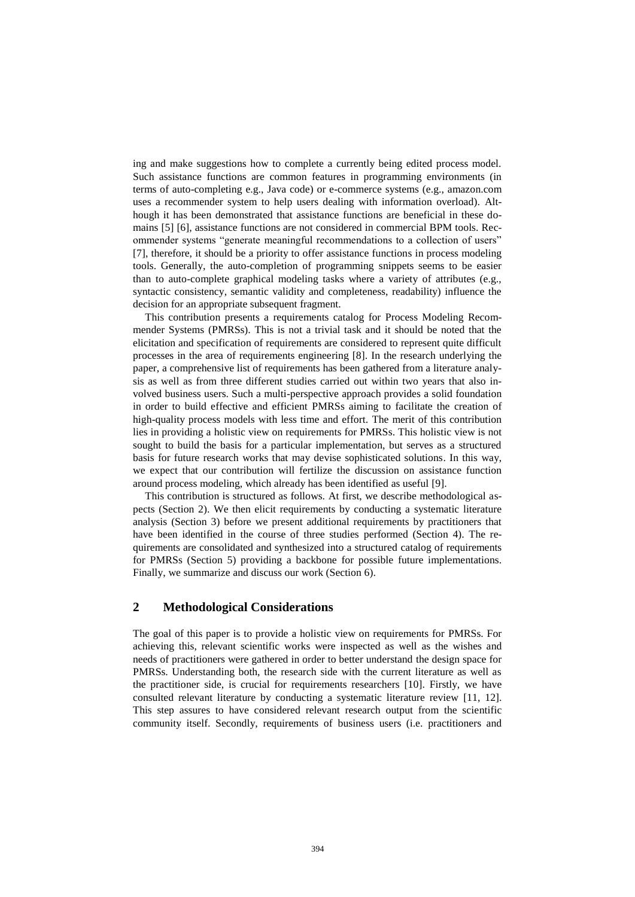ing and make suggestions how to complete a currently being edited process model. Such assistance functions are common features in programming environments (in terms of auto-completing e.g., Java code) or e-commerce systems (e.g., amazon.com uses a recommender system to help users dealing with information overload). Although it has been demonstrated that assistance functions are beneficial in these domains [5] [6], assistance functions are not considered in commercial BPM tools. Recommender systems "generate meaningful recommendations to a collection of users" [7], therefore, it should be a priority to offer assistance functions in process modeling tools. Generally, the auto-completion of programming snippets seems to be easier than to auto-complete graphical modeling tasks where a variety of attributes (e.g., syntactic consistency, semantic validity and completeness, readability) influence the decision for an appropriate subsequent fragment.

This contribution presents a requirements catalog for Process Modeling Recommender Systems (PMRSs). This is not a trivial task and it should be noted that the elicitation and specification of requirements are considered to represent quite difficult processes in the area of requirements engineering [8]. In the research underlying the paper, a comprehensive list of requirements has been gathered from a literature analysis as well as from three different studies carried out within two years that also involved business users. Such a multi-perspective approach provides a solid foundation in order to build effective and efficient PMRSs aiming to facilitate the creation of high-quality process models with less time and effort. The merit of this contribution lies in providing a holistic view on requirements for PMRSs. This holistic view is not sought to build the basis for a particular implementation, but serves as a structured basis for future research works that may devise sophisticated solutions. In this way, we expect that our contribution will fertilize the discussion on assistance function around process modeling, which already has been identified as useful [9].

This contribution is structured as follows. At first, we describe methodological aspects (Section 2). We then elicit requirements by conducting a systematic literature analysis (Section 3) before we present additional requirements by practitioners that have been identified in the course of three studies performed (Section 4). The requirements are consolidated and synthesized into a structured catalog of requirements for PMRSs (Section 5) providing a backbone for possible future implementations. Finally, we summarize and discuss our work (Section 6).

## 2 Methodological Considerations

The goal of this paper is to provide a holistic view on requirements for PMRSs. For achieving this, relevant scientific works were inspected as well as the wishes and needs of practitioners were gathered in order to better understand the design space for PMRSs. Understanding both, the research side with the current literature as well as the practitioner side, is crucial for requirements researchers [10]. Firstly, we have consulted relevant literature by conducting a systematic literature review [11, 12]. This step assures to have considered relevant research output from the scientific community itself. Secondly, requirements of business users (i.e. practitioners and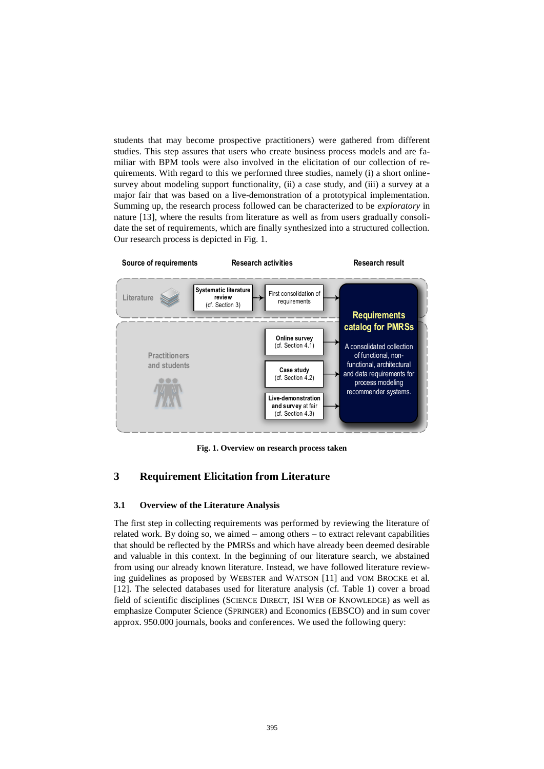students that may become prospective practitioners) were gathered from different studies. This step assures that users who create business process models and are familiar with BPM tools were also involved in the elicitation of our collection of requirements. With regard to this we performed three studies, namely (i) a short online-survey about modeling support functionality, (ii) a case study, and (iii) a survey at a major fair that was based on a live-demonstration of a prototypical implementation. Summing up, the research process followed can be characterized to be *exploratory* in nature [13], where the results from literature as well as from users gradually consolidate the set of requirements, which are finally synthesized into a structured collection. Our research process is depicted in Fig. 1.

**Fig. 1. Overview on research process taken**

## 3 Requirement Elicitation from Literature

### 3.1 Overview of the Literature Analysis

The first step in collecting requirements was performed by reviewing the literature of related work. By doing so, we aimed – among others – to extract relevant capabilities that should be reflected by the PMRSs and which have already been deemed desirable and valuable in this context. In the beginning of our literature search, we abstained from using our already known literature. Instead, we have followed literature reviewing guidelines as proposed by WEBSTER and WATSON [11] and VOM BROCKE et al. [12]. The selected databases used for literature analysis (cf. Table 1) cover a broad field of scientific disciplines (SCIENCE DIRECT, ISI WEB OF KNOWLEDGE) as well as emphasize Computer Science (SPRINGER) and Economics (EBSCO) and in sum cover approx. 950.000 journals, books and conferences. We used the following query: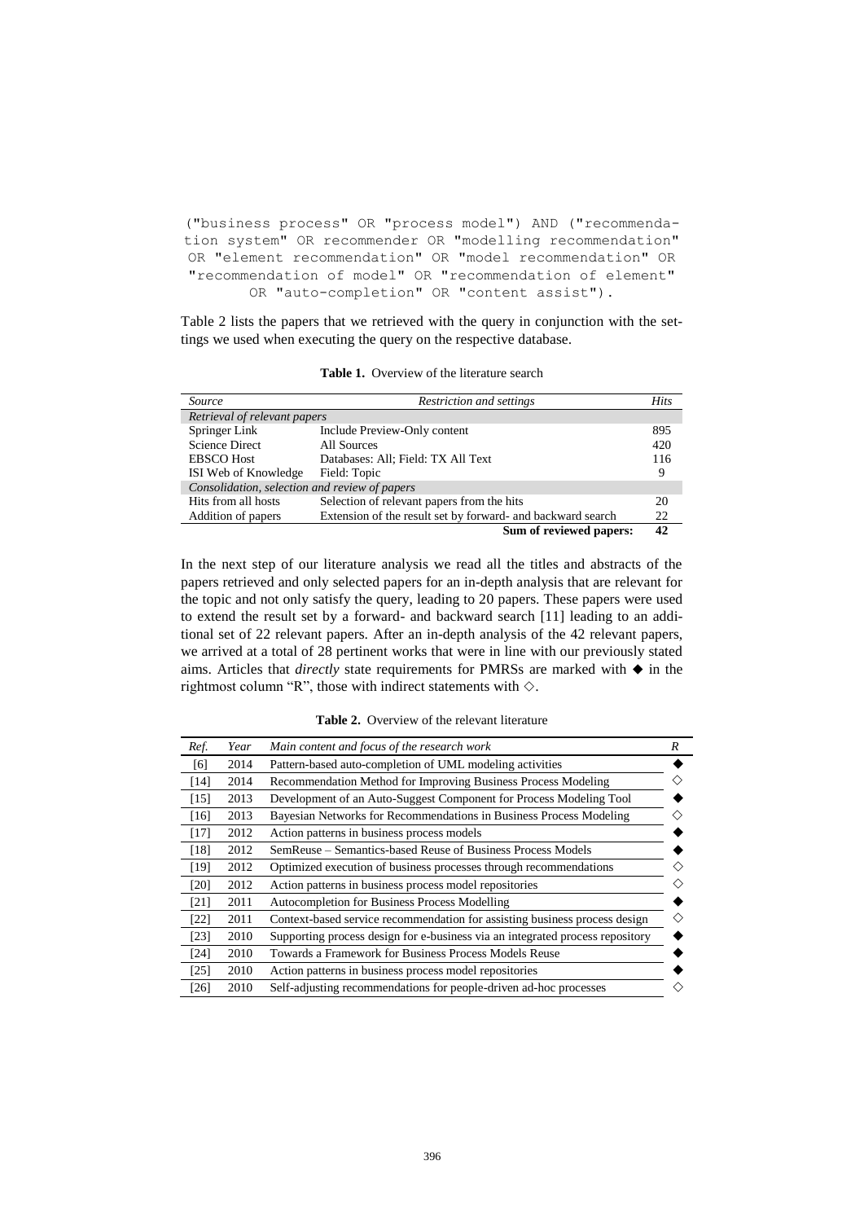```
("business process" OR "process model") AND ("recommenda-
tion system" OR recommender OR "modelling recommendation"
OR "element recommendation" OR "model recommendation" OR
"recommendation of model" OR "recommendation of element"
OR "auto-completion" OR "content assist").
```

Table 2 lists the papers that we retrieved with the query in conjunction with the settings we used when executing the query on the respective database.

**Table 1.** Overview of the literature search

| *Source* | *Restriction and settings* | *Hits* |
|---|---|---|
| *Retrieval of relevant papers* | | |
| Springer Link | Include Preview-Only content | 895 |
| Science Direct | All Sources | 420 |
| EBSCO Host | Databases: All; Field: TX All Text | 116 |
| ISI Web of Knowledge | Field: Topic | 9 |
| *Consolidation, selection and review of papers* | | |
| Hits from all hosts | Selection of relevant papers from the hits | 20 |
| Addition of papers | Extension of the result set by forward- and backward search | 22 |
| | **Sum of reviewed papers:** | **42** |

In the next step of our literature analysis we read all the titles and abstracts of the papers retrieved and only selected papers for an in-depth analysis that are relevant for the topic and not only satisfy the query, leading to 20 papers. These papers were used to extend the result set by a forward- and backward search [11] leading to an additional set of 22 relevant papers. After an in-depth analysis of the 42 relevant papers, we arrived at a total of 28 pertinent works that were in line with our previously stated aims. Articles that *directly* state requirements for PMRSs are marked with ◆ in the rightmost column "R", those with indirect statements with ◇.

**Table 2.** Overview of the relevant literature

| *Ref.* | *Year* | *Main content and focus of the research work* | *R* |
|---|---|---|---|
| [6] | 2014 | Pattern-based auto-completion of UML modeling activities | ◆ |
| [14] | 2014 | Recommendation Method for Improving Business Process Modeling | ◇ |
| [15] | 2013 | Development of an Auto-Suggest Component for Process Modeling Tool | ◆ |
| [16] | 2013 | Bayesian Networks for Recommendations in Business Process Modeling | ◇ |
| [17] | 2012 | Action patterns in business process models | ◆ |
| [18] | 2012 | SemReuse – Semantics-based Reuse of Business Process Models | ◆ |
| [19] | 2012 | Optimized execution of business processes through recommendations | ◇ |
| [20] | 2012 | Action patterns in business process model repositories | ◇ |
| [21] | 2011 | Autocompletion for Business Process Modelling | ◆ |
| [22] | 2011 | Context-based service recommendation for assisting business process design | ◇ |
| [23] | 2010 | Supporting process design for e-business via an integrated process repository | ◆ |
| [24] | 2010 | Towards a Framework for Business Process Models Reuse | ◆ |
| [25] | 2010 | Action patterns in business process model repositories | ◆ |
| [26] | 2010 | Self-adjusting recommendations for people-driven ad-hoc processes | ◇ |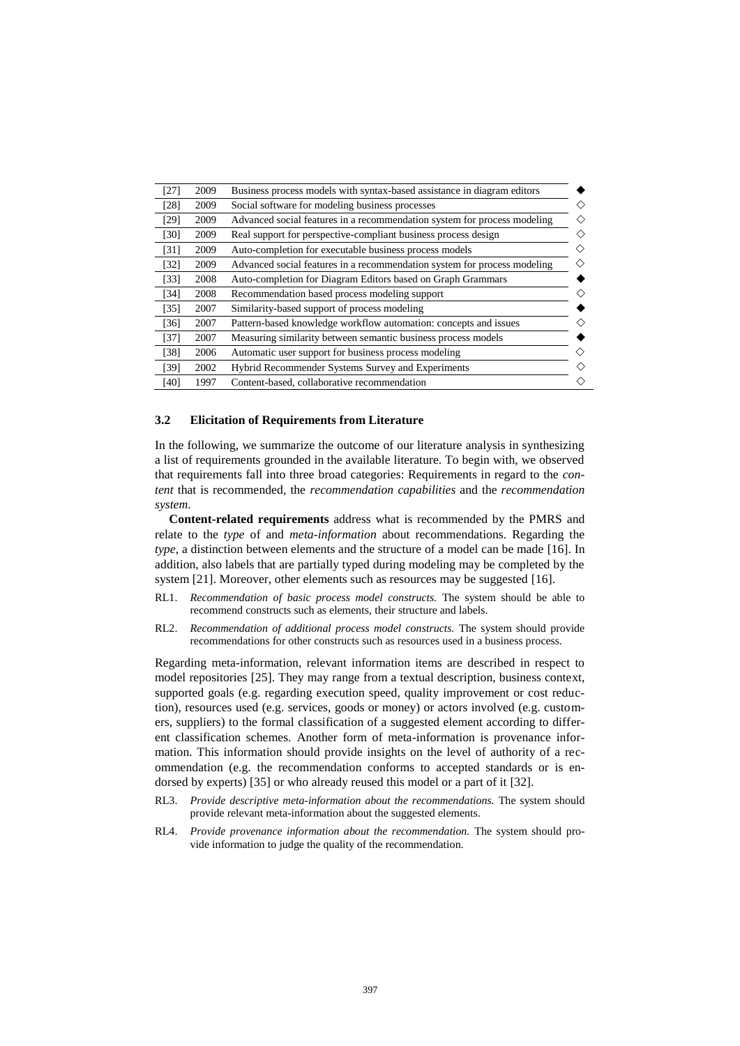| | | | |
|---|---|---|---|
| [27] | 2009 | Business process models with syntax-based assistance in diagram editors | ◆ |
| [28] | 2009 | Social software for modeling business processes | ◇ |
| [29] | 2009 | Advanced social features in a recommendation system for process modeling | ◇ |
| [30] | 2009 | Real support for perspective-compliant business process design | ◇ |
| [31] | 2009 | Auto-completion for executable business process models | ◇ |
| [32] | 2009 | Advanced social features in a recommendation system for process modeling | ◇ |
| [33] | 2008 | Auto-completion for Diagram Editors based on Graph Grammars | ◆ |
| [34] | 2008 | Recommendation based process modeling support | ◇ |
| [35] | 2007 | Similarity-based support of process modeling | ◆ |
| [36] | 2007 | Pattern-based knowledge workflow automation: concepts and issues | ◇ |
| [37] | 2007 | Measuring similarity between semantic business process models | ◆ |
| [38] | 2006 | Automatic user support for business process modeling | ◇ |
| [39] | 2002 | Hybrid Recommender Systems Survey and Experiments | ◇ |
| [40] | 1997 | Content-based, collaborative recommendation | ◇ |

### 3.2 Elicitation of Requirements from Literature

In the following, we summarize the outcome of our literature analysis in synthesizing a list of requirements grounded in the available literature. To begin with, we observed that requirements fall into three broad categories: Requirements in regard to the *content* that is recommended, the *recommendation capabilities* and the *recommendation system*.

**Content-related requirements** address what is recommended by the PMRS and relate to the *type* of and *meta-information* about recommendations. Regarding the *type*, a distinction between elements and the structure of a model can be made [16]. In addition, also labels that are partially typed during modeling may be completed by the system [21]. Moreover, other elements such as resources may be suggested [16].

- RL1. *Recommendation of basic process model constructs.* The system should be able to recommend constructs such as elements, their structure and labels.
- RL2. *Recommendation of additional process model constructs.* The system should provide recommendations for other constructs such as resources used in a business process.

Regarding meta-information, relevant information items are described in respect to model repositories [25]. They may range from a textual description, business context, supported goals (e.g. regarding execution speed, quality improvement or cost reduction), resources used (e.g. services, goods or money) or actors involved (e.g. customers, suppliers) to the formal classification of a suggested element according to different classification schemes. Another form of meta-information is provenance information. This information should provide insights on the level of authority of a recommendation (e.g. the recommendation conforms to accepted standards or is endorsed by experts) [35] or who already reused this model or a part of it [32].

- RL3. *Provide descriptive meta-information about the recommendations.* The system should provide relevant meta-information about the suggested elements.
- RL4. *Provide provenance information about the recommendation.* The system should provide information to judge the quality of the recommendation.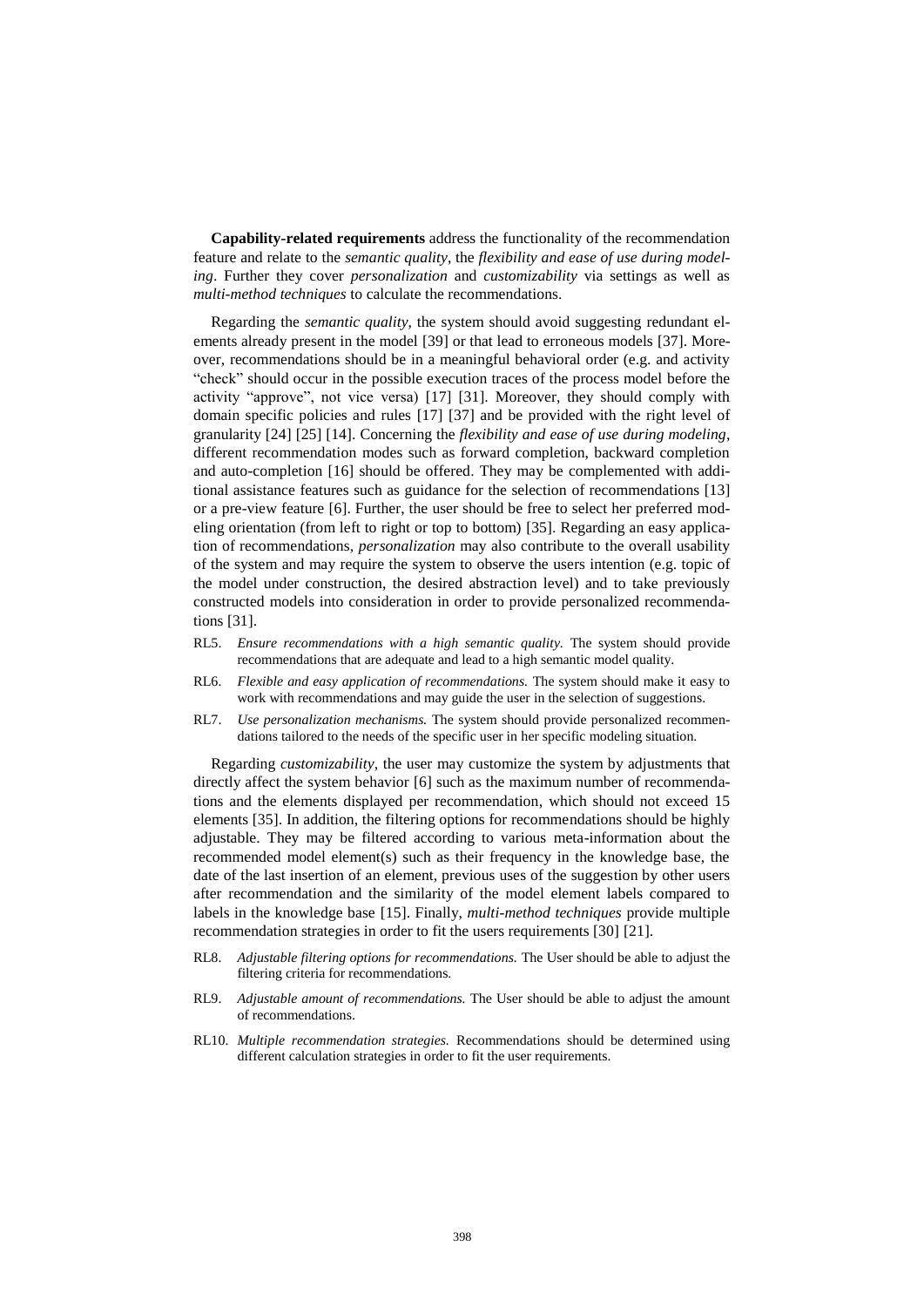**Capability-related requirements** address the functionality of the recommendation feature and relate to the *semantic quality*, the *flexibility and ease of use during modeling*. Further they cover *personalization* and *customizability* via settings as well as *multi-method techniques* to calculate the recommendations.

Regarding the *semantic quality*, the system should avoid suggesting redundant elements already present in the model [39] or that lead to erroneous models [37]. Moreover, recommendations should be in a meaningful behavioral order (e.g. and activity "check" should occur in the possible execution traces of the process model before the activity "approve", not vice versa) [17] [31]. Moreover, they should comply with domain specific policies and rules [17] [37] and be provided with the right level of granularity [24] [25] [14]. Concerning the *flexibility and ease of use during modeling*, different recommendation modes such as forward completion, backward completion and auto-completion [16] should be offered. They may be complemented with additional assistance features such as guidance for the selection of recommendations [13] or a pre-view feature [6]. Further, the user should be free to select her preferred modeling orientation (from left to right or top to bottom) [35]. Regarding an easy application of recommendations, *personalization* may also contribute to the overall usability of the system and may require the system to observe the users intention (e.g. topic of the model under construction, the desired abstraction level) and to take previously constructed models into consideration in order to provide personalized recommendations [31].

- RL5. *Ensure recommendations with a high semantic quality.* The system should provide recommendations that are adequate and lead to a high semantic model quality.
- RL6. *Flexible and easy application of recommendations.* The system should make it easy to work with recommendations and may guide the user in the selection of suggestions.
- RL7. *Use personalization mechanisms.* The system should provide personalized recommendations tailored to the needs of the specific user in her specific modeling situation.

Regarding *customizability*, the user may customize the system by adjustments that directly affect the system behavior [6] such as the maximum number of recommendations and the elements displayed per recommendation, which should not exceed 15 elements [35]. In addition, the filtering options for recommendations should be highly adjustable. They may be filtered according to various meta-information about the recommended model element(s) such as their frequency in the knowledge base, the date of the last insertion of an element, previous uses of the suggestion by other users after recommendation and the similarity of the model element labels compared to labels in the knowledge base [15]. Finally, *multi-method techniques* provide multiple recommendation strategies in order to fit the users requirements [30] [21].

- RL8. *Adjustable filtering options for recommendations.* The User should be able to adjust the filtering criteria for recommendations.
- RL9. *Adjustable amount of recommendations.* The User should be able to adjust the amount of recommendations.
- RL10. *Multiple recommendation strategies.* Recommendations should be determined using different calculation strategies in order to fit the user requirements.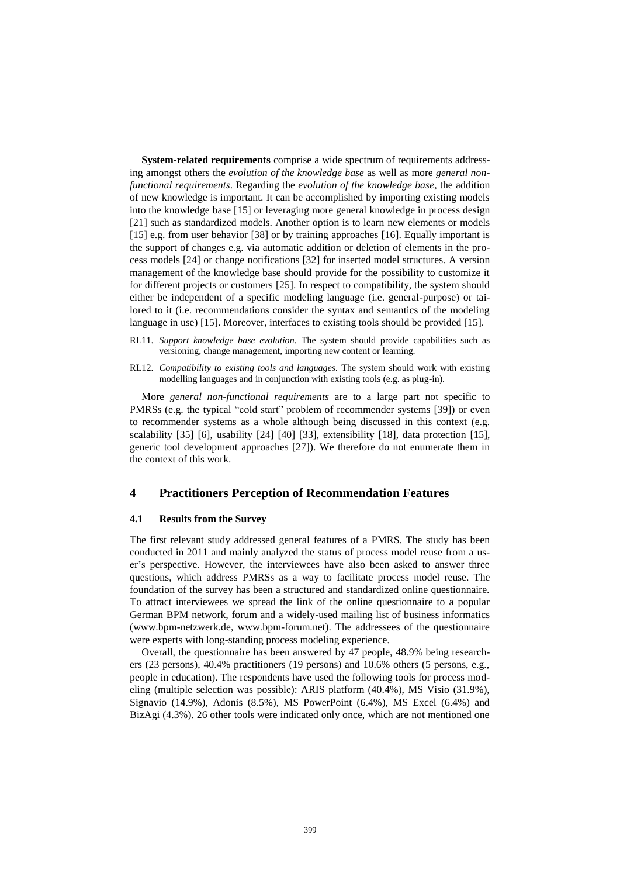**System-related requirements** comprise a wide spectrum of requirements addressing amongst others the *evolution of the knowledge base* as well as more *general non-functional requirements*. Regarding the *evolution of the knowledge base*, the addition of new knowledge is important. It can be accomplished by importing existing models into the knowledge base [15] or leveraging more general knowledge in process design [21] such as standardized models. Another option is to learn new elements or models [15] e.g. from user behavior [38] or by training approaches [16]. Equally important is the support of changes e.g. via automatic addition or deletion of elements in the process models [24] or change notifications [32] for inserted model structures. A version management of the knowledge base should provide for the possibility to customize it for different projects or customers [25]. In respect to compatibility, the system should either be independent of a specific modeling language (i.e. general-purpose) or tailored to it (i.e. recommendations consider the syntax and semantics of the modeling language in use) [15]. Moreover, interfaces to existing tools should be provided [15].

- RL11. *Support knowledge base evolution.* The system should provide capabilities such as versioning, change management, importing new content or learning.
- RL12. *Compatibility to existing tools and languages.* The system should work with existing modelling languages and in conjunction with existing tools (e.g. as plug-in).

More *general non-functional requirements* are to a large part not specific to PMRSs (e.g. the typical "cold start" problem of recommender systems [39]) or even to recommender systems as a whole although being discussed in this context (e.g. scalability [35] [6], usability [24] [40] [33], extensibility [18], data protection [15], generic tool development approaches [27]). We therefore do not enumerate them in the context of this work.

## 4 Practitioners Perception of Recommendation Features

### 4.1 Results from the Survey

The first relevant study addressed general features of a PMRS. The study has been conducted in 2011 and mainly analyzed the status of process model reuse from a user's perspective. However, the interviewees have also been asked to answer three questions, which address PMRSs as a way to facilitate process model reuse. The foundation of the survey has been a structured and standardized online questionnaire. To attract interviewees we spread the link of the online questionnaire to a popular German BPM network, forum and a widely-used mailing list of business informatics (www.bpm-netzwerk.de, www.bpm-forum.net). The addressees of the questionnaire were experts with long-standing process modeling experience.

Overall, the questionnaire has been answered by 47 people, 48.9% being researchers (23 persons), 40.4% practitioners (19 persons) and 10.6% others (5 persons, e.g., people in education). The respondents have used the following tools for process modeling (multiple selection was possible): ARIS platform (40.4%), MS Visio (31.9%), Signavio (14.9%), Adonis (8.5%), MS PowerPoint (6.4%), MS Excel (6.4%) and BizAgi (4.3%). 26 other tools were indicated only once, which are not mentioned one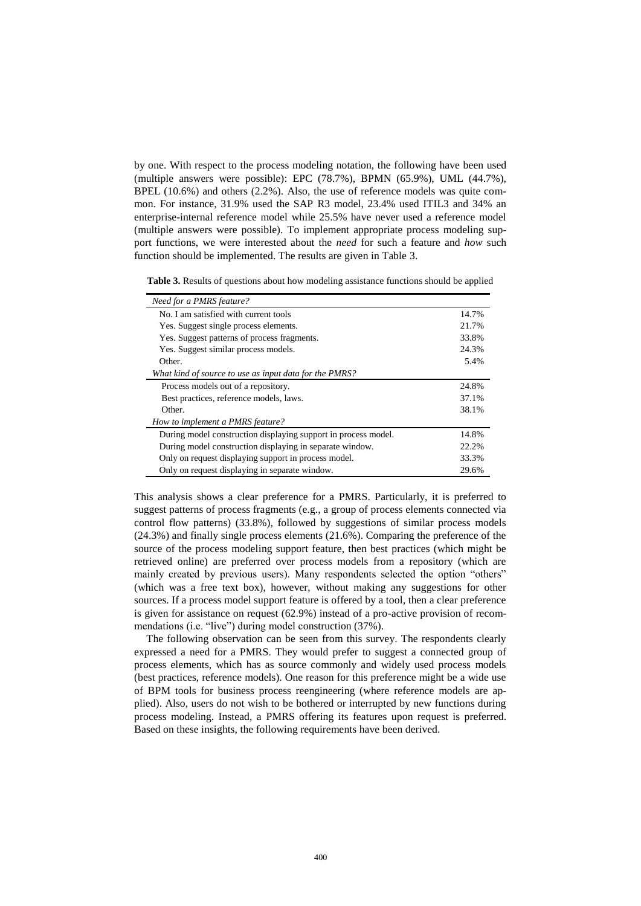by one. With respect to the process modeling notation, the following have been used (multiple answers were possible): EPC (78.7%), BPMN (65.9%), UML (44.7%), BPEL (10.6%) and others (2.2%). Also, the use of reference models was quite common. For instance, 31.9% used the SAP R3 model, 23.4% used ITIL3 and 34% an enterprise-internal reference model while 25.5% have never used a reference model (multiple answers were possible). To implement appropriate process modeling support functions, we were interested about the *need* for such a feature and *how* such function should be implemented. The results are given in Table 3.

**Table 3.** Results of questions about how modeling assistance functions should be applied

| *Need for a PMRS feature?* | |
|---|---|
| No. I am satisfied with current tools | 14.7% |
| Yes. Suggest single process elements. | 21.7% |
| Yes. Suggest patterns of process fragments. | 33.8% |
| Yes. Suggest similar process models. | 24.3% |
| Other. | 5.4% |
| *What kind of source to use as input data for the PMRS?* | |
| Process models out of a repository. | 24.8% |
| Best practices, reference models, laws. | 37.1% |
| Other. | 38.1% |
| *How to implement a PMRS feature?* | |
| During model construction displaying support in process model. | 14.8% |
| During model construction displaying in separate window. | 22.2% |
| Only on request displaying support in process model. | 33.3% |
| Only on request displaying in separate window. | 29.6% |

This analysis shows a clear preference for a PMRS. Particularly, it is preferred to suggest patterns of process fragments (e.g., a group of process elements connected via control flow patterns) (33.8%), followed by suggestions of similar process models (24.3%) and finally single process elements (21.6%). Comparing the preference of the source of the process modeling support feature, then best practices (which might be retrieved online) are preferred over process models from a repository (which are mainly created by previous users). Many respondents selected the option "others" (which was a free text box), however, without making any suggestions for other sources. If a process model support feature is offered by a tool, then a clear preference is given for assistance on request (62.9%) instead of a pro-active provision of recommendations (i.e. "live") during model construction (37%).

The following observation can be seen from this survey. The respondents clearly expressed a need for a PMRS. They would prefer to suggest a connected group of process elements, which has as source commonly and widely used process models (best practices, reference models). One reason for this preference might be a wide use of BPM tools for business process reengineering (where reference models are applied). Also, users do not wish to be bothered or interrupted by new functions during process modeling. Instead, a PMRS offering its features upon request is preferred. Based on these insights, the following requirements have been derived.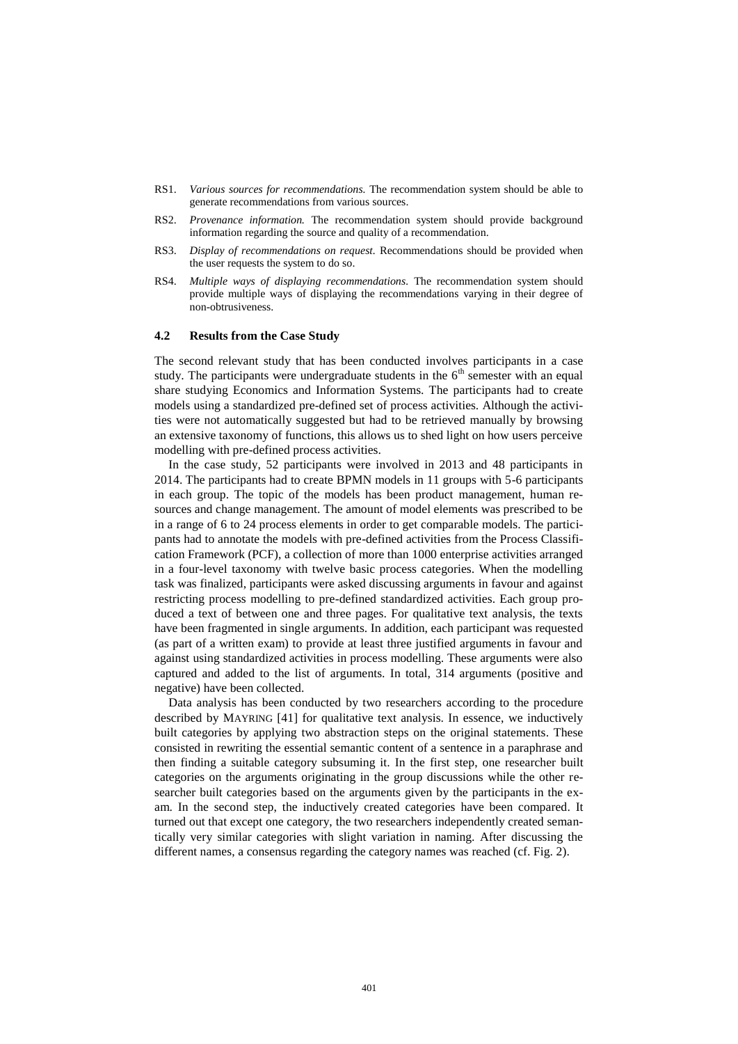RS1. *Various sources for recommendations.* The recommendation system should be able to generate recommendations from various sources.

RS2. *Provenance information.* The recommendation system should provide background information regarding the source and quality of a recommendation.

RS3. *Display of recommendations on request.* Recommendations should be provided when the user requests the system to do so.

RS4. *Multiple ways of displaying recommendations.* The recommendation system should provide multiple ways of displaying the recommendations varying in their degree of non-obtrusiveness.

### 4.2 Results from the Case Study

The second relevant study that has been conducted involves participants in a case study. The participants were undergraduate students in the 6th semester with an equal share studying Economics and Information Systems. The participants had to create models using a standardized pre-defined set of process activities. Although the activities were not automatically suggested but had to be retrieved manually by browsing an extensive taxonomy of functions, this allows us to shed light on how users perceive modelling with pre-defined process activities.

In the case study, 52 participants were involved in 2013 and 48 participants in 2014. The participants had to create BPMN models in 11 groups with 5-6 participants in each group. The topic of the models has been product management, human resources and change management. The amount of model elements was prescribed to be in a range of 6 to 24 process elements in order to get comparable models. The participants had to annotate the models with pre-defined activities from the Process Classification Framework (PCF), a collection of more than 1000 enterprise activities arranged in a four-level taxonomy with twelve basic process categories. When the modelling task was finalized, participants were asked discussing arguments in favour and against restricting process modelling to pre-defined standardized activities. Each group produced a text of between one and three pages. For qualitative text analysis, the texts have been fragmented in single arguments. In addition, each participant was requested (as part of a written exam) to provide at least three justified arguments in favour and against using standardized activities in process modelling. These arguments were also captured and added to the list of arguments. In total, 314 arguments (positive and negative) have been collected.

Data analysis has been conducted by two researchers according to the procedure described by Mayring [41] for qualitative text analysis. In essence, we inductively built categories by applying two abstraction steps on the original statements. These consisted in rewriting the essential semantic content of a sentence in a paraphrase and then finding a suitable category subsuming it. In the first step, one researcher built categories on the arguments originating in the group discussions while the other researcher built categories based on the arguments given by the participants in the exam. In the second step, the inductively created categories have been compared. It turned out that except one category, the two researchers independently created semantically very similar categories with slight variation in naming. After discussing the different names, a consensus regarding the category names was reached (cf. Fig. 2).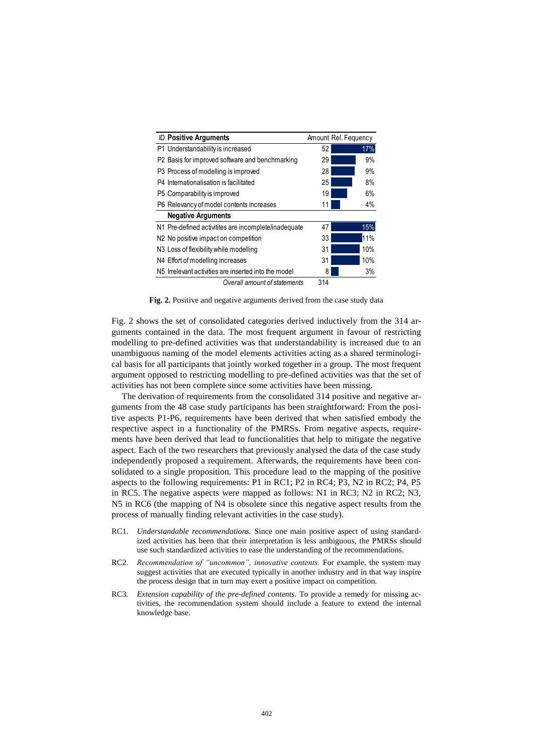| ID | Positive Arguments | Amount | Rel. Fequency |
|---|---|---|---|
| P1 | Understandability is increased | 52 | 17% |
| P2 | Basis for improved software and benchmarking | 29 | 9% |
| P3 | Process of modelling is improved | 28 | 9% |
| P4 | Internationalisation is facilitated | 25 | 8% |
| P5 | Comparability is improved | 19 | 6% |
| P6 | Relevancy of model contents increases | 11 | 4% |
| | **Negative Arguments** | | |
| N1 | Pre-defined activitites are incomplete/inadequate | 47 | 15% |
| N2 | No positive impact on competition | 33 | 11% |
| N3 | Loss of flexibility while modelling | 31 | 10% |
| N4 | Effort of modelling increases | 31 | 10% |
| N5 | Irrelevant activities are inserted into the model | 8 | 3% |
| | *Overall amount of statements* | 314 | |

**Fig. 2.** Positive and negative arguments derived from the case study data

Fig. 2 shows the set of consolidated categories derived inductively from the 314 arguments contained in the data. The most frequent argument in favour of restricting modelling to pre-defined activities was that understandability is increased due to an unambiguous naming of the model elements activities acting as a shared terminological basis for all participants that jointly worked together in a group. The most frequent argument opposed to restricting modelling to pre-defined activities was that the set of activities has not been complete since some activities have been missing.

The derivation of requirements from the consolidated 314 positive and negative arguments from the 48 case study participants has been straightforward: From the positive aspects P1-P6, requirements have been derived that when satisfied embody the respective aspect in a functionality of the PMRSs. From negative aspects, requirements have been derived that lead to functionalities that help to mitigate the negative aspect. Each of the two researchers that previously analysed the data of the case study independently proposed a requirement. Afterwards, the requirements have been consolidated to a single proposition. This procedure lead to the mapping of the positive aspects to the following requirements: P1 in RC1; P2 in RC4; P3, N2 in RC2; P4, P5 in RC5. The negative aspects were mapped as follows: N1 in RC3; N2 in RC2; N3, N5 in RC6 (the mapping of N4 is obsolete since this negative aspect results from the process of manually finding relevant activities in the case study).

RC1. *Understandable recommendations.* Since one main positive aspect of using standardized activities has been that their interpretation is less ambiguous, the PMRSs should use such standardized activities to ease the understanding of the recommendations.

RC2. *Recommendation of "uncommon", innovative contents.* For example, the system may suggest activities that are executed typically in another industry and in that way inspire the process design that in turn may exert a positive impact on competition.

RC3. *Extension capability of the pre-defined contents.* To provide a remedy for missing activities, the recommendation system should include a feature to extend the internal knowledge base.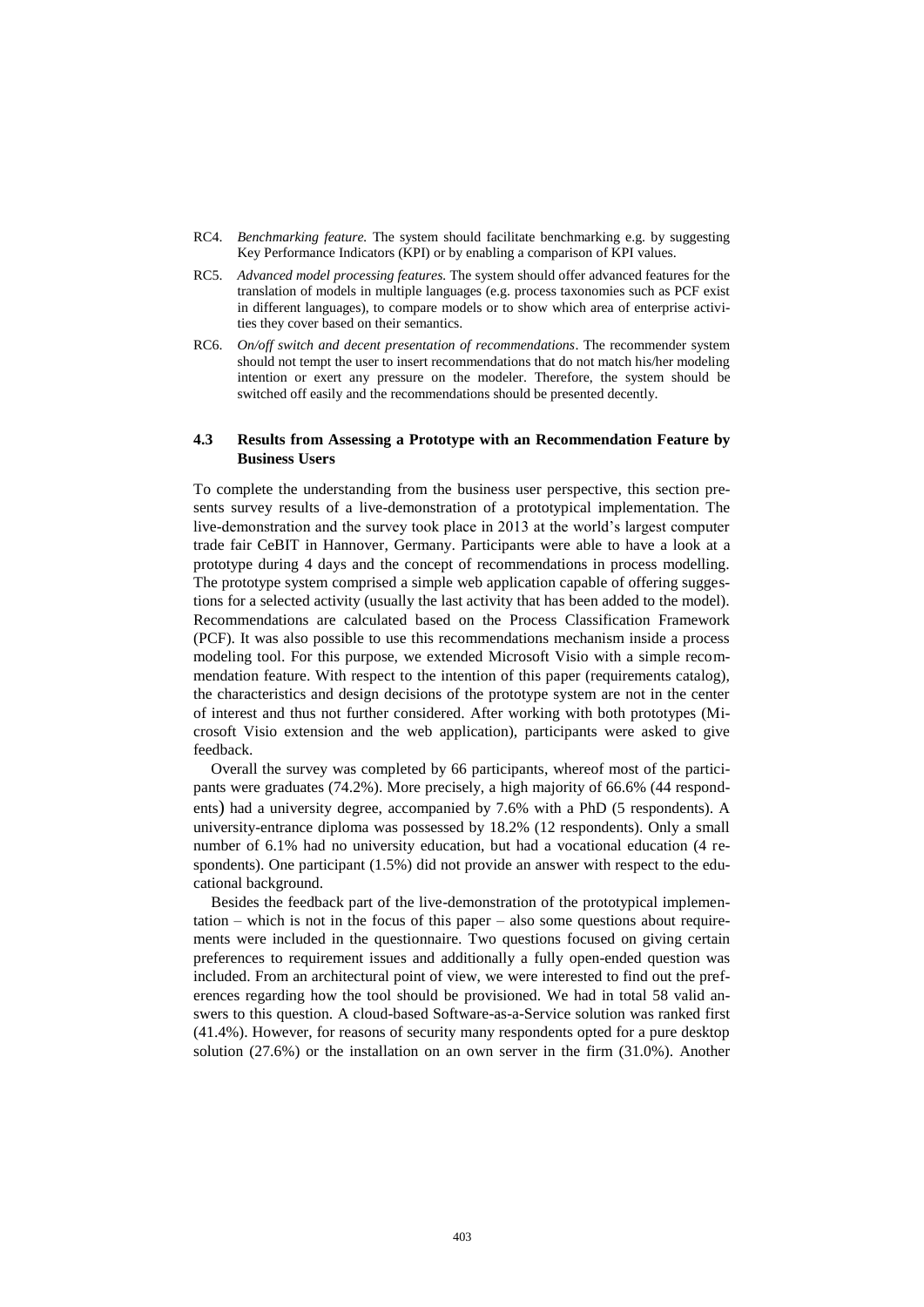RC4. *Benchmarking feature.* The system should facilitate benchmarking e.g. by suggesting Key Performance Indicators (KPI) or by enabling a comparison of KPI values.

RC5. *Advanced model processing features.* The system should offer advanced features for the translation of models in multiple languages (e.g. process taxonomies such as PCF exist in different languages), to compare models or to show which area of enterprise activities they cover based on their semantics.

RC6. *On/off switch and decent presentation of recommendations*. The recommender system should not tempt the user to insert recommendations that do not match his/her modeling intention or exert any pressure on the modeler. Therefore, the system should be switched off easily and the recommendations should be presented decently.

### 4.3 Results from Assessing a Prototype with an Recommendation Feature by Business Users

To complete the understanding from the business user perspective, this section presents survey results of a live-demonstration of a prototypical implementation. The live-demonstration and the survey took place in 2013 at the world's largest computer trade fair CeBIT in Hannover, Germany. Participants were able to have a look at a prototype during 4 days and the concept of recommendations in process modelling. The prototype system comprised a simple web application capable of offering suggestions for a selected activity (usually the last activity that has been added to the model). Recommendations are calculated based on the Process Classification Framework (PCF). It was also possible to use this recommendations mechanism inside a process modeling tool. For this purpose, we extended Microsoft Visio with a simple recommendation feature. With respect to the intention of this paper (requirements catalog), the characteristics and design decisions of the prototype system are not in the center of interest and thus not further considered. After working with both prototypes (Microsoft Visio extension and the web application), participants were asked to give feedback.

Overall the survey was completed by 66 participants, whereof most of the participants were graduates (74.2%). More precisely, a high majority of 66.6% (44 respondents) had a university degree, accompanied by 7.6% with a PhD (5 respondents). A university-entrance diploma was possessed by 18.2% (12 respondents). Only a small number of 6.1% had no university education, but had a vocational education (4 respondents). One participant (1.5%) did not provide an answer with respect to the educational background.

Besides the feedback part of the live-demonstration of the prototypical implementation – which is not in the focus of this paper – also some questions about requirements were included in the questionnaire. Two questions focused on giving certain preferences to requirement issues and additionally a fully open-ended question was included. From an architectural point of view, we were interested to find out the preferences regarding how the tool should be provisioned. We had in total 58 valid answers to this question. A cloud-based Software-as-a-Service solution was ranked first (41.4%). However, for reasons of security many respondents opted for a pure desktop solution (27.6%) or the installation on an own server in the firm (31.0%). Another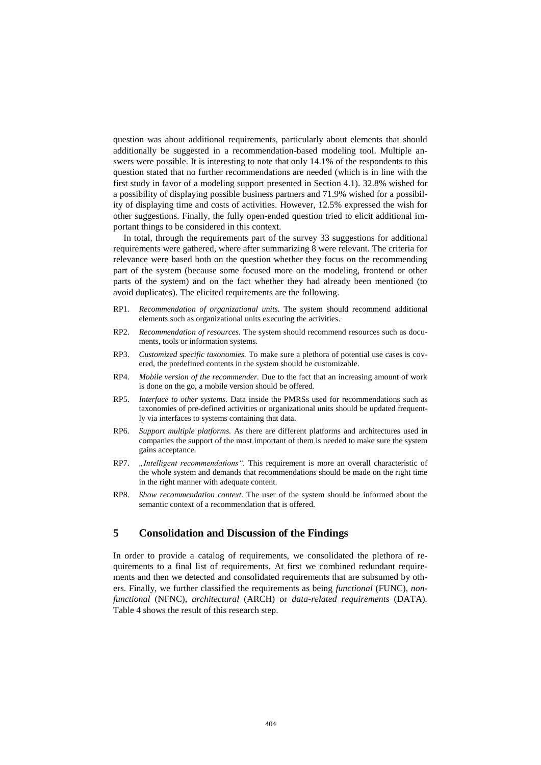question was about additional requirements, particularly about elements that should additionally be suggested in a recommendation-based modeling tool. Multiple answers were possible. It is interesting to note that only 14.1% of the respondents to this question stated that no further recommendations are needed (which is in line with the first study in favor of a modeling support presented in Section 4.1). 32.8% wished for a possibility of displaying possible business partners and 71.9% wished for a possibility of displaying time and costs of activities. However, 12.5% expressed the wish for other suggestions. Finally, the fully open-ended question tried to elicit additional important things to be considered in this context.

In total, through the requirements part of the survey 33 suggestions for additional requirements were gathered, where after summarizing 8 were relevant. The criteria for relevance were based both on the question whether they focus on the recommending part of the system (because some focused more on the modeling, frontend or other parts of the system) and on the fact whether they had already been mentioned (to avoid duplicates). The elicited requirements are the following.

- RP1. *Recommendation of organizational units.* The system should recommend additional elements such as organizational units executing the activities.
- RP2. *Recommendation of resources.* The system should recommend resources such as documents, tools or information systems.
- RP3. *Customized specific taxonomies.* To make sure a plethora of potential use cases is covered, the predefined contents in the system should be customizable.
- RP4. *Mobile version of the recommender.* Due to the fact that an increasing amount of work is done on the go, a mobile version should be offered.
- RP5. *Interface to other systems.* Data inside the PMRSs used for recommendations such as taxonomies of pre-defined activities or organizational units should be updated frequently via interfaces to systems containing that data.
- RP6. *Support multiple platforms.* As there are different platforms and architectures used in companies the support of the most important of them is needed to make sure the system gains acceptance.
- RP7. *„Intelligent recommendations“.* This requirement is more an overall characteristic of the whole system and demands that recommendations should be made on the right time in the right manner with adequate content.
- RP8. *Show recommendation context.* The user of the system should be informed about the semantic context of a recommendation that is offered.

## 5 Consolidation and Discussion of the Findings

In order to provide a catalog of requirements, we consolidated the plethora of requirements to a final list of requirements. At first we combined redundant requirements and then we detected and consolidated requirements that are subsumed by others. Finally, we further classified the requirements as being *functional* (FUNC), *non-functional* (NFNC), *architectural* (ARCH) or *data-related requirements* (DATA). Table 4 shows the result of this research step.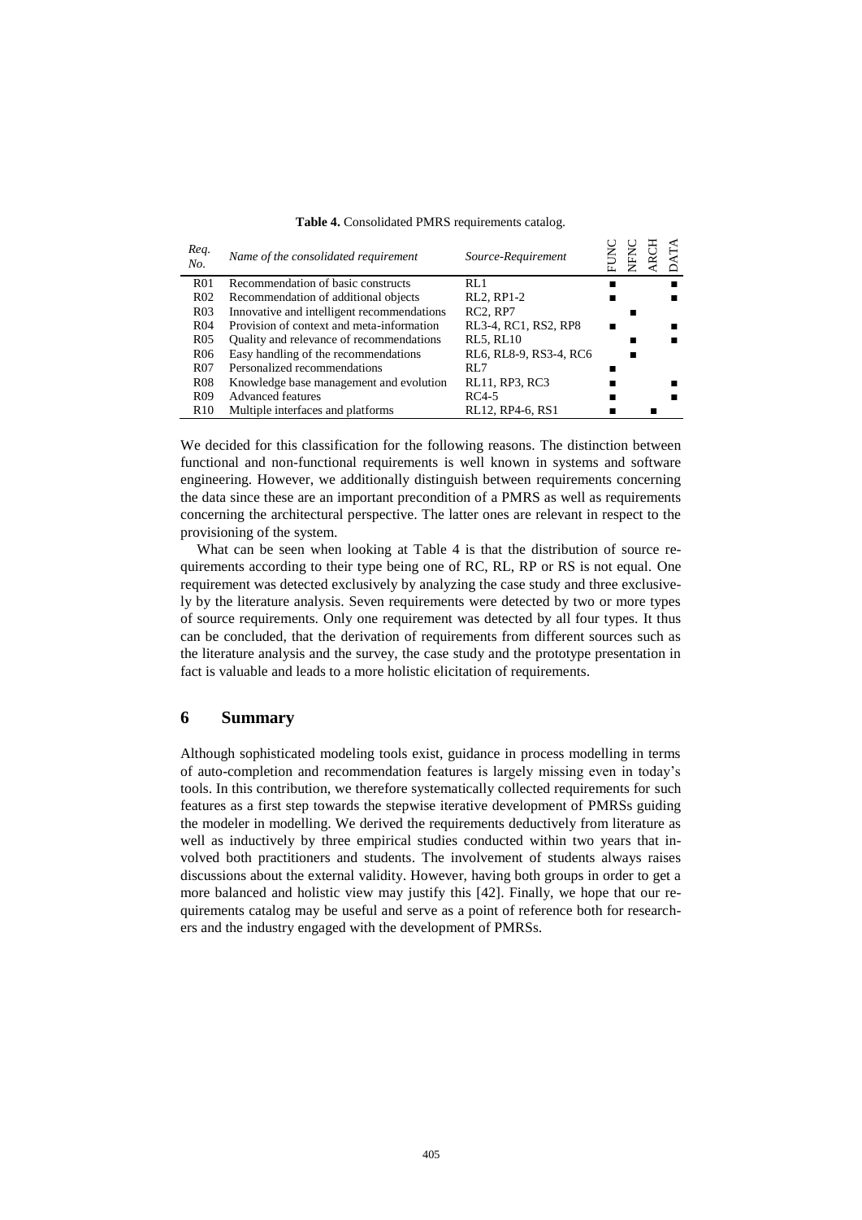**Table 4.** Consolidated PMRS requirements catalog.

| *Req. No.* | *Name of the consolidated requirement* | *Source-Requirement* | FUNC | NFNC | ARCH | DATA |
|---|---|---|---|---|---|---|
| R01 | Recommendation of basic constructs | RL1 | ■ | | | ■ |
| R02 | Recommendation of additional objects | RL2, RP1-2 | ■ | | | ■ |
| R03 | Innovative and intelligent recommendations | RC2, RP7 | | ■ | | |
| R04 | Provision of context and meta-information | RL3-4, RC1, RS2, RP8 | ■ | | | ■ |
| R05 | Quality and relevance of recommendations | RL5, RL10 | | ■ | | ■ |
| R06 | Easy handling of the recommendations | RL6, RL8-9, RS3-4, RC6 | | ■ | | |
| R07 | Personalized recommendations | RL7 | ■ | | | |
| R08 | Knowledge base management and evolution | RL11, RP3, RC3 | ■ | | | ■ |
| R09 | Advanced features | RC4-5 | ■ | | | ■ |
| R10 | Multiple interfaces and platforms | RL12, RP4-6, RS1 | ■ | | ■ | |

We decided for this classification for the following reasons. The distinction between functional and non-functional requirements is well known in systems and software engineering. However, we additionally distinguish between requirements concerning the data since these are an important precondition of a PMRS as well as requirements concerning the architectural perspective. The latter ones are relevant in respect to the provisioning of the system.

What can be seen when looking at Table 4 is that the distribution of source requirements according to their type being one of RC, RL, RP or RS is not equal. One requirement was detected exclusively by analyzing the case study and three exclusively by the literature analysis. Seven requirements were detected by two or more types of source requirements. Only one requirement was detected by all four types. It thus can be concluded, that the derivation of requirements from different sources such as the literature analysis and the survey, the case study and the prototype presentation in fact is valuable and leads to a more holistic elicitation of requirements.

## 6 Summary

Although sophisticated modeling tools exist, guidance in process modelling in terms of auto-completion and recommendation features is largely missing even in today's tools. In this contribution, we therefore systematically collected requirements for such features as a first step towards the stepwise iterative development of PMRSs guiding the modeler in modelling. We derived the requirements deductively from literature as well as inductively by three empirical studies conducted within two years that involved both practitioners and students. The involvement of students always raises discussions about the external validity. However, having both groups in order to get a more balanced and holistic view may justify this [42]. Finally, we hope that our requirements catalog may be useful and serve as a point of reference both for researchers and the industry engaged with the development of PMRSs.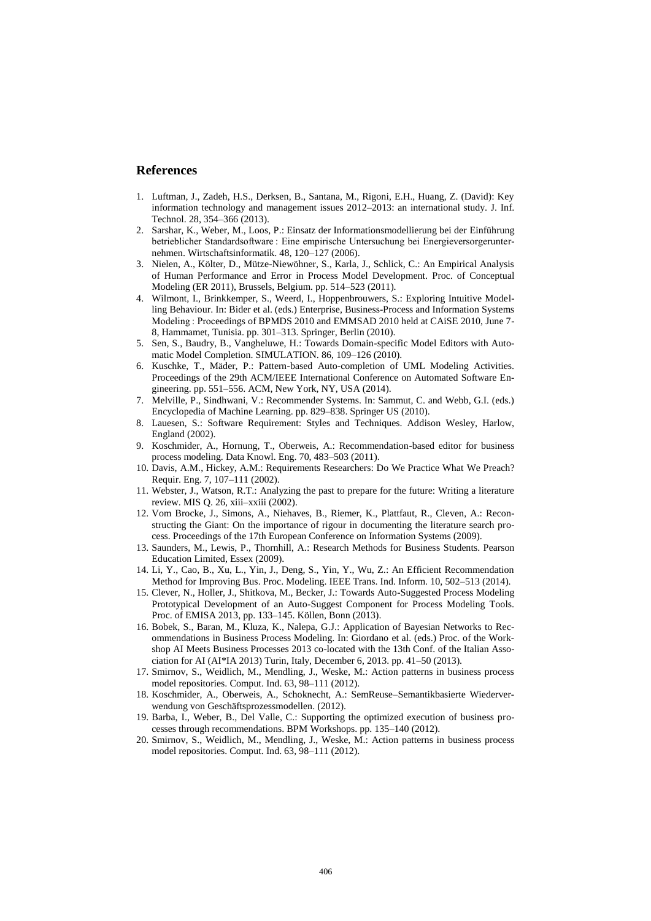## References

1. Luftman, J., Zadeh, H.S., Derksen, B., Santana, M., Rigoni, E.H., Huang, Z. (David): Key information technology and management issues 2012–2013: an international study. J. Inf. Technol. 28, 354–366 (2013).
2. Sarshar, K., Weber, M., Loos, P.: Einsatz der Informationsmodellierung bei der Einführung betrieblicher Standardsoftware : Eine empirische Untersuchung bei Energieversorgerunternehmen. Wirtschaftsinformatik. 48, 120–127 (2006).
3. Nielen, A., Költer, D., Mütze-Niewöhner, S., Karla, J., Schlick, C.: An Empirical Analysis of Human Performance and Error in Process Model Development. Proc. of Conceptual Modeling (ER 2011), Brussels, Belgium. pp. 514–523 (2011).
4. Wilmont, I., Brinkkemper, S., Weerd, I., Hoppenbrouwers, S.: Exploring Intuitive Modelling Behaviour. In: Bider et al. (eds.) Enterprise, Business-Process and Information Systems Modeling : Proceedings of BPMDS 2010 and EMMSAD 2010 held at CAiSE 2010, June 7-8, Hammamet, Tunisia. pp. 301–313. Springer, Berlin (2010).
5. Sen, S., Baudry, B., Vangheluwe, H.: Towards Domain-specific Model Editors with Automatic Model Completion. SIMULATION. 86, 109–126 (2010).
6. Kuschke, T., Mäder, P.: Pattern-based Auto-completion of UML Modeling Activities. Proceedings of the 29th ACM/IEEE International Conference on Automated Software Engineering. pp. 551–556. ACM, New York, NY, USA (2014).
7. Melville, P., Sindhwani, V.: Recommender Systems. In: Sammut, C. and Webb, G.I. (eds.) Encyclopedia of Machine Learning. pp. 829–838. Springer US (2010).
8. Lauesen, S.: Software Requirement: Styles and Techniques. Addison Wesley, Harlow, England (2002).
9. Koschmider, A., Hornung, T., Oberweis, A.: Recommendation-based editor for business process modeling. Data Knowl. Eng. 70, 483–503 (2011).
10. Davis, A.M., Hickey, A.M.: Requirements Researchers: Do We Practice What We Preach? Requir. Eng. 7, 107–111 (2002).
11. Webster, J., Watson, R.T.: Analyzing the past to prepare for the future: Writing a literature review. MIS Q. 26, xiii–xxiii (2002).
12. Vom Brocke, J., Simons, A., Niehaves, B., Riemer, K., Plattfaut, R., Cleven, A.: Reconstructing the Giant: On the importance of rigour in documenting the literature search process. Proceedings of the 17th European Conference on Information Systems (2009).
13. Saunders, M., Lewis, P., Thornhill, A.: Research Methods for Business Students. Pearson Education Limited, Essex (2009).
14. Li, Y., Cao, B., Xu, L., Yin, J., Deng, S., Yin, Y., Wu, Z.: An Efficient Recommendation Method for Improving Bus. Proc. Modeling. IEEE Trans. Ind. Inform. 10, 502–513 (2014).
15. Clever, N., Holler, J., Shitkova, M., Becker, J.: Towards Auto-Suggested Process Modeling Prototypical Development of an Auto-Suggest Component for Process Modeling Tools. Proc. of EMISA 2013, pp. 133–145. Köllen, Bonn (2013).
16. Bobek, S., Baran, M., Kluza, K., Nalepa, G.J.: Application of Bayesian Networks to Recommendations in Business Process Modeling. In: Giordano et al. (eds.) Proc. of the Workshop AI Meets Business Processes 2013 co-located with the 13th Conf. of the Italian Association for AI (AI*IA 2013) Turin, Italy, December 6, 2013. pp. 41–50 (2013).
17. Smirnov, S., Weidlich, M., Mendling, J., Weske, M.: Action patterns in business process model repositories. Comput. Ind. 63, 98–111 (2012).
18. Koschmider, A., Oberweis, A., Schoknecht, A.: SemReuse–Semantikbasierte Wiederverwendung von Geschäftsprozessmodellen. (2012).
19. Barba, I., Weber, B., Del Valle, C.: Supporting the optimized execution of business processes through recommendations. BPM Workshops. pp. 135–140 (2012).
20. Smirnov, S., Weidlich, M., Mendling, J., Weske, M.: Action patterns in business process model repositories. Comput. Ind. 63, 98–111 (2012).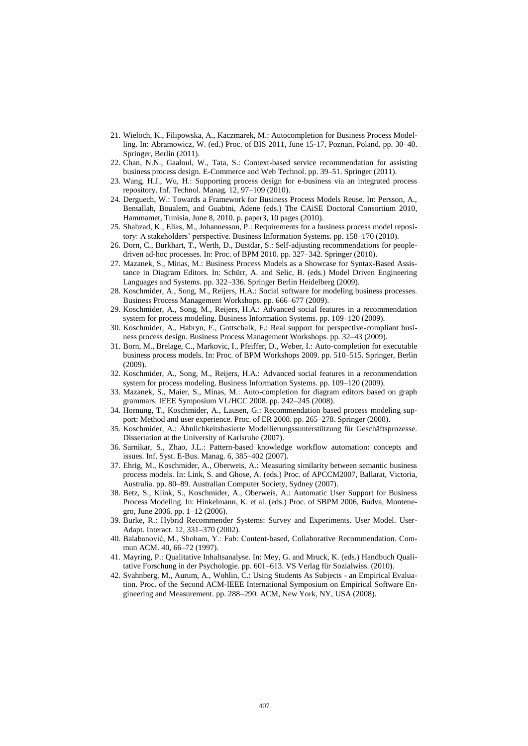21. Wieloch, K., Filipowska, A., Kaczmarek, M.: Autocompletion for Business Process Modelling. In: Abramowicz, W. (ed.) Proc. of BIS 2011, June 15-17, Poznan, Poland. pp. 30–40. Springer, Berlin (2011).
22. Chan, N.N., Gaaloul, W., Tata, S.: Context-based service recommendation for assisting business process design. E-Commerce and Web Technol. pp. 39–51. Springer (2011).
23. Wang, H.J., Wu, H.: Supporting process design for e-business via an integrated process repository. Inf. Technol. Manag. 12, 97–109 (2010).
24. Derguech, W.: Towards a Framework for Business Process Models Reuse. In: Persson, A., Bentallah, Boualem, and Guabtni, Adene (eds.) The CAiSE Doctoral Consortium 2010, Hammamet, Tunisia, June 8, 2010. p. paper3, 10 pages (2010).
25. Shahzad, K., Elias, M., Johannesson, P.: Requirements for a business process model repository: A stakeholders' perspective. Business Information Systems. pp. 158–170 (2010).
26. Dorn, C., Burkhart, T., Werth, D., Dustdar, S.: Self-adjusting recommendations for people-driven ad-hoc processes. In: Proc. of BPM 2010. pp. 327–342. Springer (2010).
27. Mazanek, S., Minas, M.: Business Process Models as a Showcase for Syntax-Based Assistance in Diagram Editors. In: Schürr, A. and Selic, B. (eds.) Model Driven Engineering Languages and Systems. pp. 322–336. Springer Berlin Heidelberg (2009).
28. Koschmider, A., Song, M., Reijers, H.A.: Social software for modeling business processes. Business Process Management Workshops. pp. 666–677 (2009).
29. Koschmider, A., Song, M., Reijers, H.A.: Advanced social features in a recommendation system for process modeling. Business Information Systems. pp. 109–120 (2009).
30. Koschmider, A., Habryn, F., Gottschalk, F.: Real support for perspective-compliant business process design. Business Process Management Workshops. pp. 32–43 (2009).
31. Born, M., Brelage, C., Markovic, I., Pfeiffer, D., Weber, I.: Auto-completion for executable business process models. In: Proc. of BPM Workshops 2009. pp. 510–515. Springer, Berlin (2009).
32. Koschmider, A., Song, M., Reijers, H.A.: Advanced social features in a recommendation system for process modeling. Business Information Systems. pp. 109–120 (2009).
33. Mazanek, S., Maier, S., Minas, M.: Auto-completion for diagram editors based on graph grammars. IEEE Symposium VL/HCC 2008. pp. 242–245 (2008).
34. Hornung, T., Koschmider, A., Lausen, G.: Recommendation based process modeling support: Method and user experience. Proc. of ER 2008. pp. 265–278. Springer (2008).
35. Koschmider, A.: Ähnlichkeitsbasierte Modellierungssunterstützung für Geschäftsprozesse. Dissertation at the University of Karlsruhe (2007).
36. Sarnikar, S., Zhao, J.L.: Pattern-based knowledge workflow automation: concepts and issues. Inf. Syst. E-Bus. Manag. 6, 385–402 (2007).
37. Ehrig, M., Koschmider, A., Oberweis, A.: Measuring similarity between semantic business process models. In: Link, S. and Ghose, A. (eds.) Proc. of APCCM2007, Ballarat, Victoria, Australia. pp. 80–89. Australian Computer Society, Sydney (2007).
38. Betz, S., Klink, S., Koschmider, A., Oberweis, A.: Automatic User Support for Business Process Modeling. In: Hinkelmann, K. et al. (eds.) Proc. of SBPM 2006, Budva, Montenegro, June 2006. pp. 1–12 (2006).
39. Burke, R.: Hybrid Recommender Systems: Survey and Experiments. User Model. User-Adapt. Interact. 12, 331–370 (2002).
40. Balabanović, M., Shoham, Y.: Fab: Content-based, Collaborative Recommendation. Commun ACM. 40, 66–72 (1997).
41. Mayring, P.: Qualitative Inhaltsanalyse. In: Mey, G. and Mruck, K. (eds.) Handbuch Qualitative Forschung in der Psychologie. pp. 601–613. VS Verlag für Sozialwiss. (2010).
42. Svahnberg, M., Aurum, A., Wohlin, C.: Using Students As Subjects - an Empirical Evaluation. Proc. of the Second ACM-IEEE International Symposium on Empirical Software Engineering and Measurement. pp. 288–290. ACM, New York, NY, USA (2008).